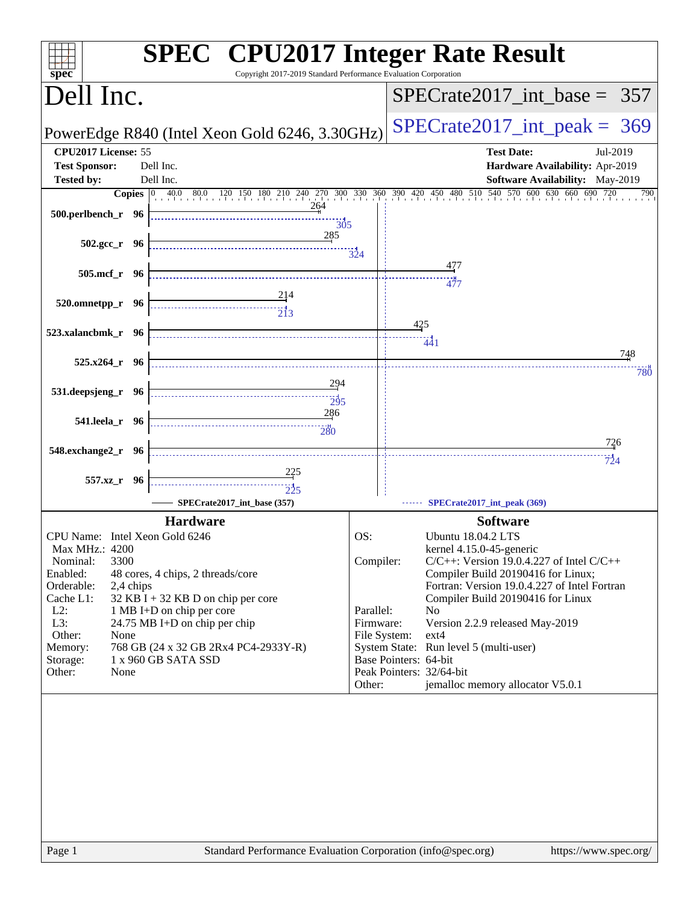# SPEC CPU2017 Integer Rate Result

Copyright 2017-2019 Standard Performance Evaluation Corporation

## Dell Inc.

PowerEdge R840 (Intel Xeon Gold 6246, 3.30GHz)

SPECrate2017_int_base = 357

SPECrate2017_int_peak = 369

| | | | |
|---|---|---|---|
| **CPU2017 License:** | 55 | **Test Date:** | Jul-2019 |
| **Test Sponsor:** | Dell Inc. | **Hardware Availability:** | Apr-2019 |
| **Tested by:** | Dell Inc. | **Software Availability:** | May-2019 |

| Benchmark | Copies | SPECrate2017_int_base (357) | SPECrate2017_int_peak (369) |
|---|---|---|---|
| 500.perlbench_r | 96 | 264 | 305 |
| 502.gcc_r | 96 | 285 | 324 |
| 505.mcf_r | 96 | 477 | 477 |
| 520.omnetpp_r | 96 | 214 | 213 |
| 523.xalancbmk_r | 96 | 425 | 441 |
| 525.x264_r | 96 | 748 | 780 |
| 531.deepsjeng_r | 96 | 294 | 295 |
| 541.leela_r | 96 | 286 | 280 |
| 548.exchange2_r | 96 | 726 | 724 |
| 557.xz_r | 96 | 225 | 225 |

### Hardware

| | |
|---|---|
| CPU Name: | Intel Xeon Gold 6246 |
| Max MHz.: | 4200 |
| Nominal: | 3300 |
| Enabled: | 48 cores, 4 chips, 2 threads/core |
| Orderable: | 2,4 chips |
| Cache L1: | 32 KB I + 32 KB D on chip per core |
| L2: | 1 MB I+D on chip per core |
| L3: | 24.75 MB I+D on chip per chip |
| Other: | None |
| Memory: | 768 GB (24 x 32 GB 2Rx4 PC4-2933Y-R) |
| Storage: | 1 x 960 GB SATA SSD |
| Other: | None |

### Software

| | |
|---|---|
| OS: | Ubuntu 18.04.2 LTS<br>kernel 4.15.0-45-generic |
| Compiler: | C/C++: Version 19.0.4.227 of Intel C/C++ Compiler Build 20190416 for Linux;<br>Fortran: Version 19.0.4.227 of Intel Fortran Compiler Build 20190416 for Linux |
| Parallel: | No |
| Firmware: | Version 2.2.9 released May-2019 |
| File System: | ext4 |
| System State: | Run level 5 (multi-user) |
| Base Pointers: | 64-bit |
| Peak Pointers: | 32/64-bit |
| Other: | jemalloc memory allocator V5.0.1 |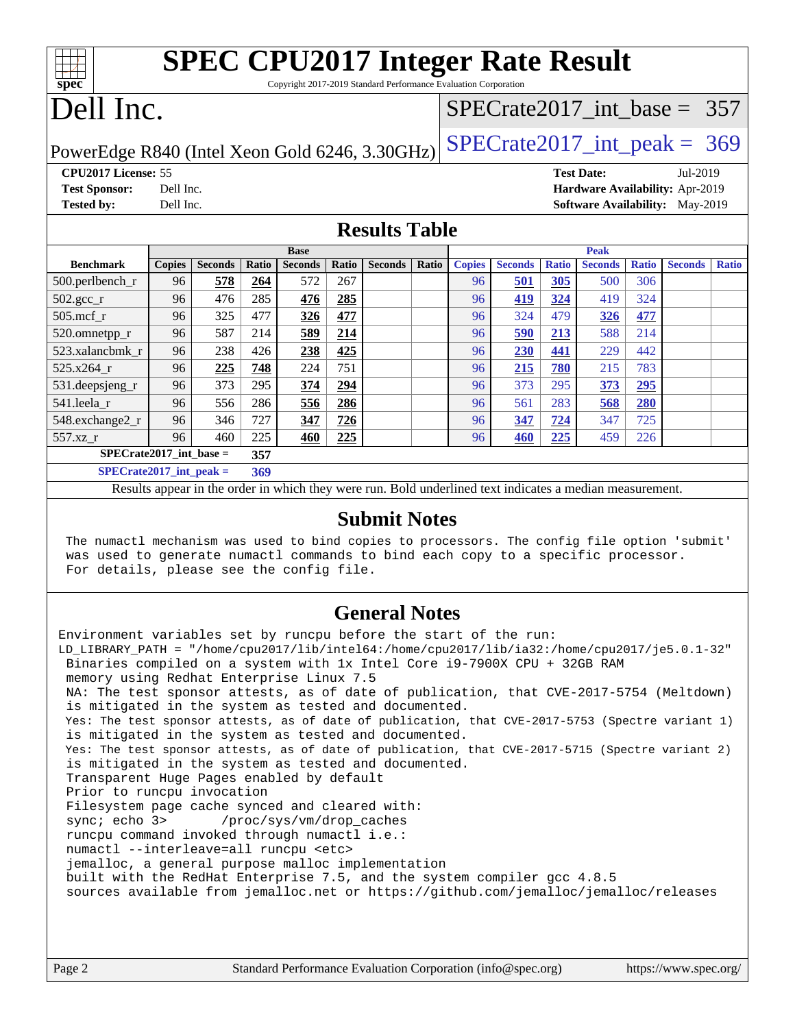# SPEC CPU2017 Integer Rate Result

Copyright 2017-2019 Standard Performance Evaluation Corporation

# Dell Inc.

PowerEdge R840 (Intel Xeon Gold 6246, 3.30GHz)

SPECrate2017_int_base = 357

SPECrate2017_int_peak = 369

**CPU2017 License:** 55
**Test Sponsor:** Dell Inc.
**Tested by:** Dell Inc.

**Test Date:** Jul-2019
**Hardware Availability:** Apr-2019
**Software Availability:** May-2019

## Results Table

| | Base | | | | | | | Peak | | | | | | |
|---|---|---|---|---|---|---|---|---|---|---|---|---|---|---|
| **Benchmark** | **Copies** | **Seconds** | **Ratio** | **Seconds** | **Ratio** | **Seconds** | **Ratio** | **Copies** | **Seconds** | **Ratio** | **Seconds** | **Ratio** | **Seconds** | **Ratio** |
| 500.perlbench_r | 96 | **578** | **264** | 572 | 267 | | | 96 | **501** | **305** | 500 | 306 | | |
| 502.gcc_r | 96 | 476 | 285 | **476** | **285** | | | 96 | **419** | **324** | 419 | 324 | | |
| 505.mcf_r | 96 | 325 | 477 | **326** | **477** | | | 96 | 324 | 479 | **326** | **477** | | |
| 520.omnetpp_r | 96 | 587 | 214 | **589** | **214** | | | 96 | **590** | **213** | 588 | 214 | | |
| 523.xalancbmk_r | 96 | 238 | 426 | **238** | **425** | | | 96 | **230** | **441** | 229 | 442 | | |
| 525.x264_r | 96 | **225** | **748** | 224 | 751 | | | 96 | **215** | **780** | 215 | 783 | | |
| 531.deepsjeng_r | 96 | 373 | 295 | **374** | **294** | | | 96 | 373 | 295 | **373** | **295** | | |
| 541.leela_r | 96 | 556 | 286 | **556** | **286** | | | 96 | 561 | 283 | **568** | **280** | | |
| 548.exchange2_r | 96 | 346 | 727 | **347** | **726** | | | 96 | **347** | **724** | 347 | 725 | | |
| 557.xz_r | 96 | 460 | 225 | **460** | **225** | | | 96 | **460** | **225** | 459 | 226 | | |

**SPECrate2017_int_base = 357**

**SPECrate2017_int_peak = 369**

Results appear in the order in which they were run. Bold underlined text indicates a median measurement.

## Submit Notes

```
The numactl mechanism was used to bind copies to processors. The config file option 'submit'
was used to generate numactl commands to bind each copy to a specific processor.
For details, please see the config file.
```

## General Notes

```
Environment variables set by runcpu before the start of the run:
LD_LIBRARY_PATH = "/home/cpu2017/lib/intel64:/home/cpu2017/lib/ia32:/home/cpu2017/je5.0.1-32"
 Binaries compiled on a system with 1x Intel Core i9-7900X CPU + 32GB RAM
 memory using Redhat Enterprise Linux 7.5
 NA: The test sponsor attests, as of date of publication, that CVE-2017-5754 (Meltdown)
 is mitigated in the system as tested and documented.
 Yes: The test sponsor attests, as of date of publication, that CVE-2017-5753 (Spectre variant 1)
 is mitigated in the system as tested and documented.
 Yes: The test sponsor attests, as of date of publication, that CVE-2017-5715 (Spectre variant 2)
 is mitigated in the system as tested and documented.
 Transparent Huge Pages enabled by default
 Prior to runcpu invocation
 Filesystem page cache synced and cleared with:
 sync; echo 3>       /proc/sys/vm/drop_caches
 runcpu command invoked through numactl i.e.:
 numactl --interleave=all runcpu <etc>
 jemalloc, a general purpose malloc implementation
 built with the RedHat Enterprise 7.5, and the system compiler gcc 4.8.5
 sources available from jemalloc.net or https://github.com/jemalloc/jemalloc/releases
```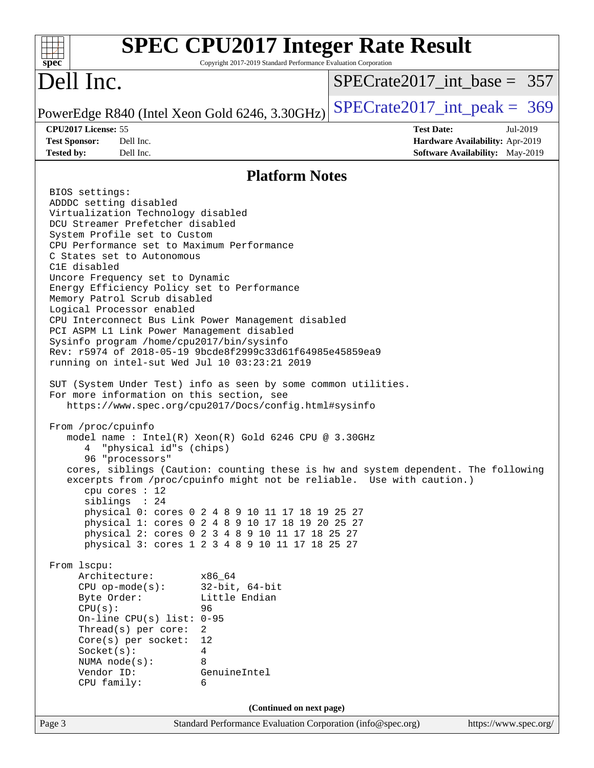# SPEC CPU2017 Integer Rate Result

Copyright 2017-2019 Standard Performance Evaluation Corporation

## Dell Inc.

PowerEdge R840 (Intel Xeon Gold 6246, 3.30GHz)

SPECrate2017_int_base = 357

SPECrate2017_int_peak = 369

**CPU2017 License:** 55
**Test Sponsor:** Dell Inc.
**Tested by:** Dell Inc.

**Test Date:** Jul-2019
**Hardware Availability:** Apr-2019
**Software Availability:** May-2019

## Platform Notes

```
BIOS settings:
ADDDC setting disabled
Virtualization Technology disabled
DCU Streamer Prefetcher disabled
System Profile set to Custom
CPU Performance set to Maximum Performance
C States set to Autonomous
C1E disabled
Uncore Frequency set to Dynamic
Energy Efficiency Policy set to Performance
Memory Patrol Scrub disabled
Logical Processor enabled
CPU Interconnect Bus Link Power Management disabled
PCI ASPM L1 Link Power Management disabled
Sysinfo program /home/cpu2017/bin/sysinfo
Rev: r5974 of 2018-05-19 9bcde8f2999c33d61f64985e45859ea9
running on intel-sut Wed Jul 10 03:23:21 2019

SUT (System Under Test) info as seen by some common utilities.
For more information on this section, see
   https://www.spec.org/cpu2017/Docs/config.html#sysinfo

From /proc/cpuinfo
   model name : Intel(R) Xeon(R) Gold 6246 CPU @ 3.30GHz
      4  "physical id"s (chips)
      96 "processors"
   cores, siblings (Caution: counting these is hw and system dependent. The following
   excerpts from /proc/cpuinfo might not be reliable.  Use with caution.)
      cpu cores : 12
      siblings  : 24
      physical 0: cores 0 2 4 8 9 10 11 17 18 19 25 27
      physical 1: cores 0 2 4 8 9 10 17 18 19 20 25 27
      physical 2: cores 0 2 3 4 8 9 10 11 17 18 25 27
      physical 3: cores 1 2 3 4 8 9 10 11 17 18 25 27

From lscpu:
     Architecture:        x86_64
     CPU op-mode(s):      32-bit, 64-bit
     Byte Order:          Little Endian
     CPU(s):              96
     On-line CPU(s) list: 0-95
     Thread(s) per core:  2
     Core(s) per socket:  12
     Socket(s):           4
     NUMA node(s):        8
     Vendor ID:           GenuineIntel
     CPU family:          6
```

(Continued on next page)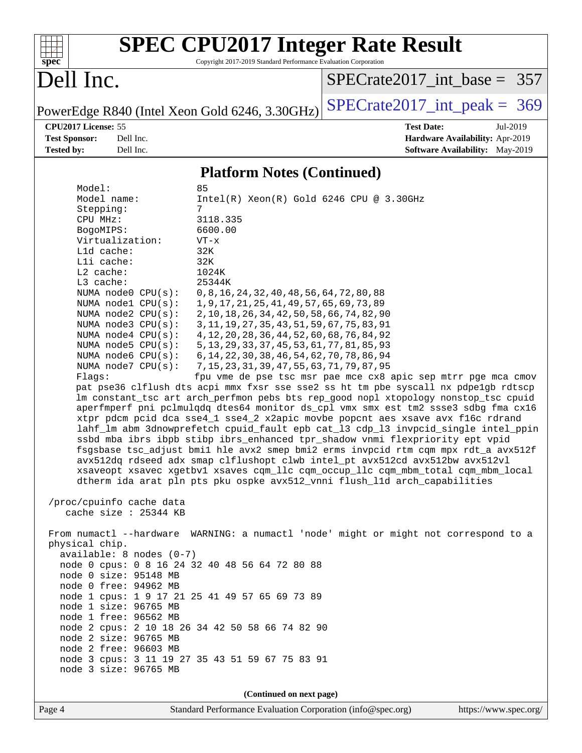## Platform Notes (Continued)

```
    Model:                 85
    Model name:            Intel(R) Xeon(R) Gold 6246 CPU @ 3.30GHz
    Stepping:              7
    CPU MHz:               3118.335
    BogoMIPS:              6600.00
    Virtualization:        VT-x
    L1d cache:             32K
    L1i cache:             32K
    L2 cache:              1024K
    L3 cache:              25344K
    NUMA node0 CPU(s):     0,8,16,24,32,40,48,56,64,72,80,88
    NUMA node1 CPU(s):     1,9,17,21,25,41,49,57,65,69,73,89
    NUMA node2 CPU(s):     2,10,18,26,34,42,50,58,66,74,82,90
    NUMA node3 CPU(s):     3,11,19,27,35,43,51,59,67,75,83,91
    NUMA node4 CPU(s):     4,12,20,28,36,44,52,60,68,76,84,92
    NUMA node5 CPU(s):     5,13,29,33,37,45,53,61,77,81,85,93
    NUMA node6 CPU(s):     6,14,22,30,38,46,54,62,70,78,86,94
    NUMA node7 CPU(s):     7,15,23,31,39,47,55,63,71,79,87,95
    Flags:                 fpu vme de pse tsc msr pae mce cx8 apic sep mtrr pge mca cmov
    pat pse36 clflush dts acpi mmx fxsr sse sse2 ss ht tm pbe syscall nx pdpe1gb rdtscp
    lm constant_tsc art arch_perfmon pebs bts rep_good nopl xtopology nonstop_tsc cpuid
    aperfmperf pni pclmulqdq dtes64 monitor ds_cpl vmx smx est tm2 ssse3 sdbg fma cx16
    xtpr pdcm pcid dca sse4_1 sse4_2 x2apic movbe popcnt aes xsave avx f16c rdrand
    lahf_lm abm 3dnowprefetch cpuid_fault epb cat_l3 cdp_l3 invpcid_single intel_ppin
    ssbd mba ibrs ibpb stibp ibrs_enhanced tpr_shadow vnmi flexpriority ept vpid
    fsgsbase tsc_adjust bmi1 hle avx2 smep bmi2 erms invpcid rtm cqm mpx rdt_a avx512f
    avx512dq rdseed adx smap clflushopt clwb intel_pt avx512cd avx512bw avx512vl
    xsaveopt xsavec xgetbv1 xsaves cqm_llc cqm_occup_llc cqm_mbm_total cqm_mbm_local
    dtherm ida arat pln pts pku ospke avx512_vnni flush_l1d arch_capabilities

 /proc/cpuinfo cache data
    cache size : 25344 KB

 From numactl --hardware  WARNING: a numactl 'node' might or might not correspond to a
 physical chip.
   available: 8 nodes (0-7)
   node 0 cpus: 0 8 16 24 32 40 48 56 64 72 80 88
   node 0 size: 95148 MB
   node 0 free: 94962 MB
   node 1 cpus: 1 9 17 21 25 41 49 57 65 69 73 89
   node 1 size: 96765 MB
   node 1 free: 96562 MB
   node 2 cpus: 2 10 18 26 34 42 50 58 66 74 82 90
   node 2 size: 96765 MB
   node 2 free: 96603 MB
   node 3 cpus: 3 11 19 27 35 43 51 59 67 75 83 91
   node 3 size: 96765 MB
```

(Continued on next page)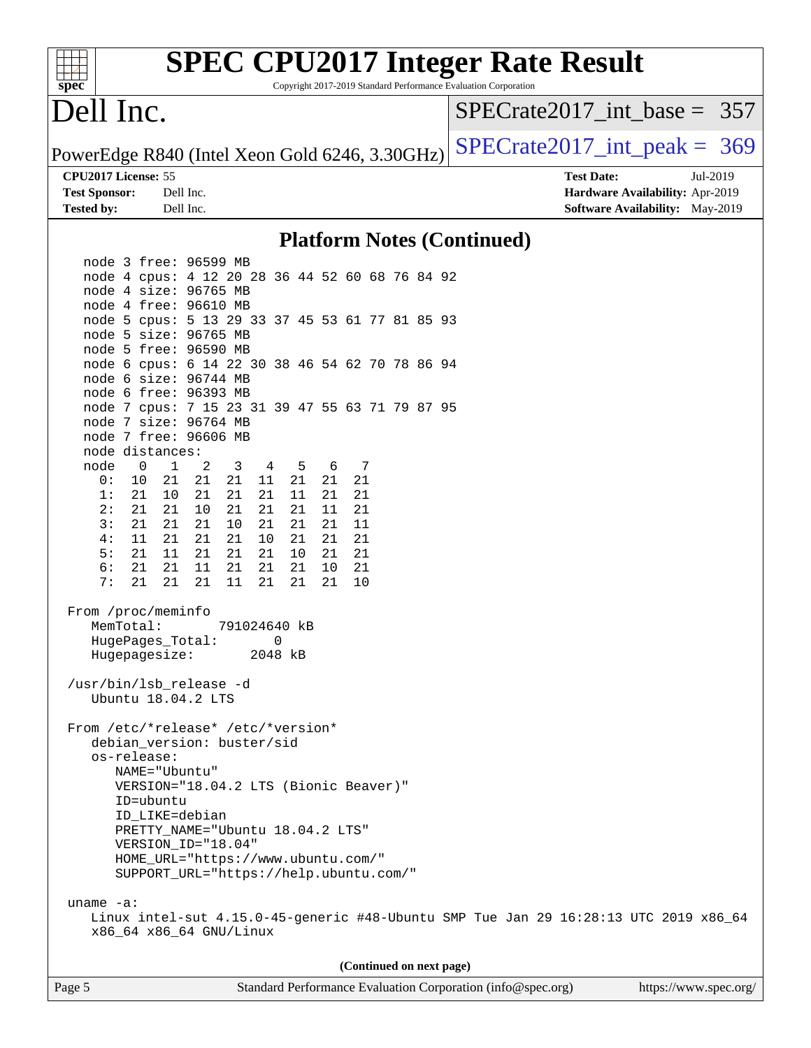## Platform Notes (Continued)

```
    node 3 free: 96599 MB
    node 4 cpus: 4 12 20 28 36 44 52 60 68 76 84 92
    node 4 size: 96765 MB
    node 4 free: 96610 MB
    node 5 cpus: 5 13 29 33 37 45 53 61 77 81 85 93
    node 5 size: 96765 MB
    node 5 free: 96590 MB
    node 6 cpus: 6 14 22 30 38 46 54 62 70 78 86 94
    node 6 size: 96744 MB
    node 6 free: 96393 MB
    node 7 cpus: 7 15 23 31 39 47 55 63 71 79 87 95
    node 7 size: 96764 MB
    node 7 free: 96606 MB
    node distances:
    node   0   1   2   3   4   5   6   7
      0:  10  21  21  21  11  21  21  21
      1:  21  10  21  21  21  11  21  21
      2:  21  21  10  21  21  21  11  21
      3:  21  21  21  10  21  21  21  11
      4:  11  21  21  21  10  21  21  21
      5:  21  11  21  21  21  10  21  21
      6:  21  21  11  21  21  21  10  21
      7:  21  21  21  11  21  21  21  10

 From /proc/meminfo
    MemTotal:       791024640 kB
    HugePages_Total:       0
    Hugepagesize:       2048 kB

 /usr/bin/lsb_release -d
    Ubuntu 18.04.2 LTS

 From /etc/*release* /etc/*version*
    debian_version: buster/sid
    os-release:
       NAME="Ubuntu"
       VERSION="18.04.2 LTS (Bionic Beaver)"
       ID=ubuntu
       ID_LIKE=debian
       PRETTY_NAME="Ubuntu 18.04.2 LTS"
       VERSION_ID="18.04"
       HOME_URL="https://www.ubuntu.com/"
       SUPPORT_URL="https://help.ubuntu.com/"

 uname -a:
    Linux intel-sut 4.15.0-45-generic #48-Ubuntu SMP Tue Jan 29 16:28:13 UTC 2019 x86_64
    x86_64 x86_64 GNU/Linux
```

(Continued on next page)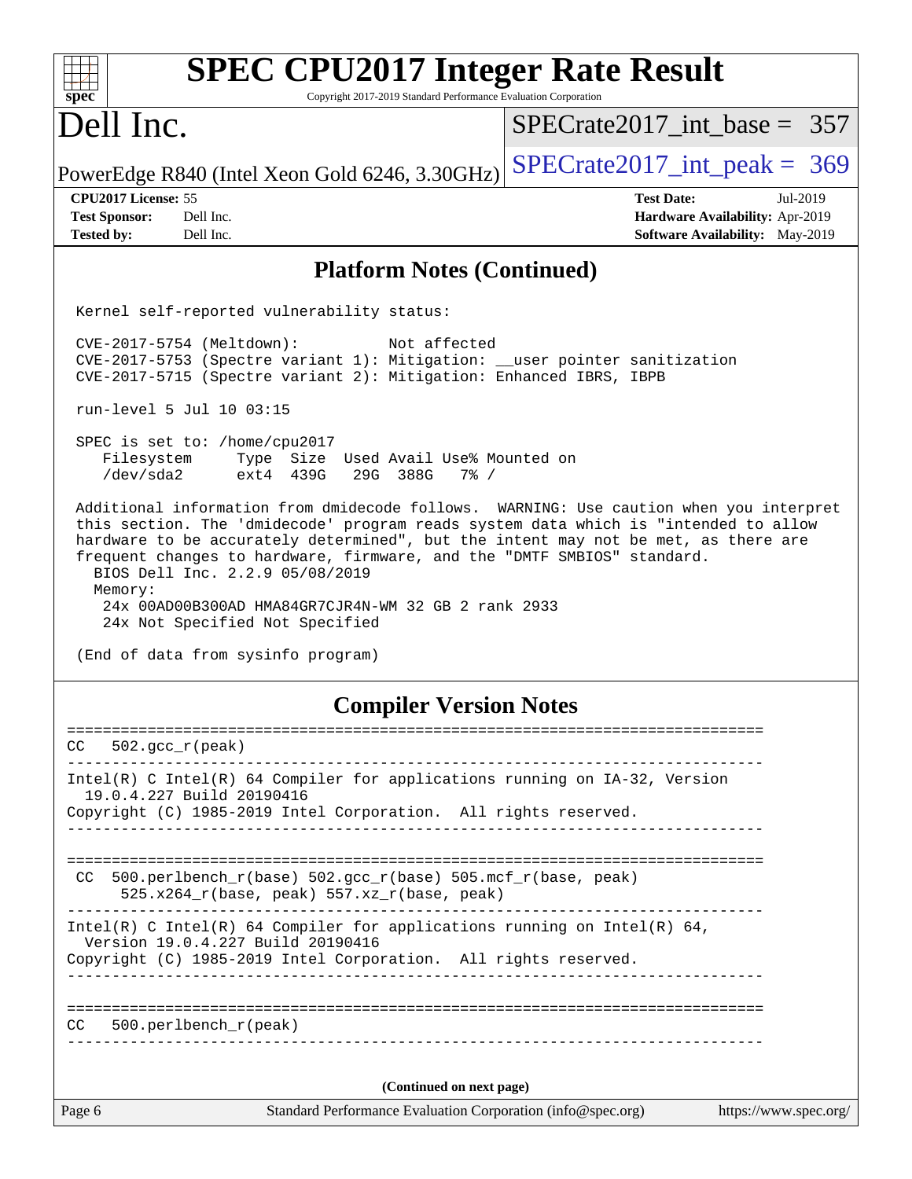## Platform Notes (Continued)

```
Kernel self-reported vulnerability status:

CVE-2017-5754 (Meltdown):          Not affected
CVE-2017-5753 (Spectre variant 1): Mitigation: __user pointer sanitization
CVE-2017-5715 (Spectre variant 2): Mitigation: Enhanced IBRS, IBPB

run-level 5 Jul 10 03:15

SPEC is set to: /home/cpu2017
   Filesystem     Type  Size  Used Avail Use% Mounted on
   /dev/sda2      ext4  439G   29G  388G   7% /

Additional information from dmidecode follows.  WARNING: Use caution when you interpret
this section. The 'dmidecode' program reads system data which is "intended to allow
hardware to be accurately determined", but the intent may not be met, as there are
frequent changes to hardware, firmware, and the "DMTF SMBIOS" standard.
  BIOS Dell Inc. 2.2.9 05/08/2019
  Memory:
    24x 00AD00B300AD HMA84GR7CJR4N-WM 32 GB 2 rank 2933
    24x Not Specified Not Specified

(End of data from sysinfo program)
```

## Compiler Version Notes

```
==============================================================================
CC   502.gcc_r(peak)
------------------------------------------------------------------------------
Intel(R) C Intel(R) 64 Compiler for applications running on IA-32, Version
  19.0.4.227 Build 20190416
Copyright (C) 1985-2019 Intel Corporation.  All rights reserved.
------------------------------------------------------------------------------

==============================================================================
CC   500.perlbench_r(base) 502.gcc_r(base) 505.mcf_r(base, peak)
      525.x264_r(base, peak) 557.xz_r(base, peak)
------------------------------------------------------------------------------
Intel(R) C Intel(R) 64 Compiler for applications running on Intel(R) 64,
  Version 19.0.4.227 Build 20190416
Copyright (C) 1985-2019 Intel Corporation.  All rights reserved.
------------------------------------------------------------------------------

==============================================================================
CC   500.perlbench_r(peak)
------------------------------------------------------------------------------
```

(Continued on next page)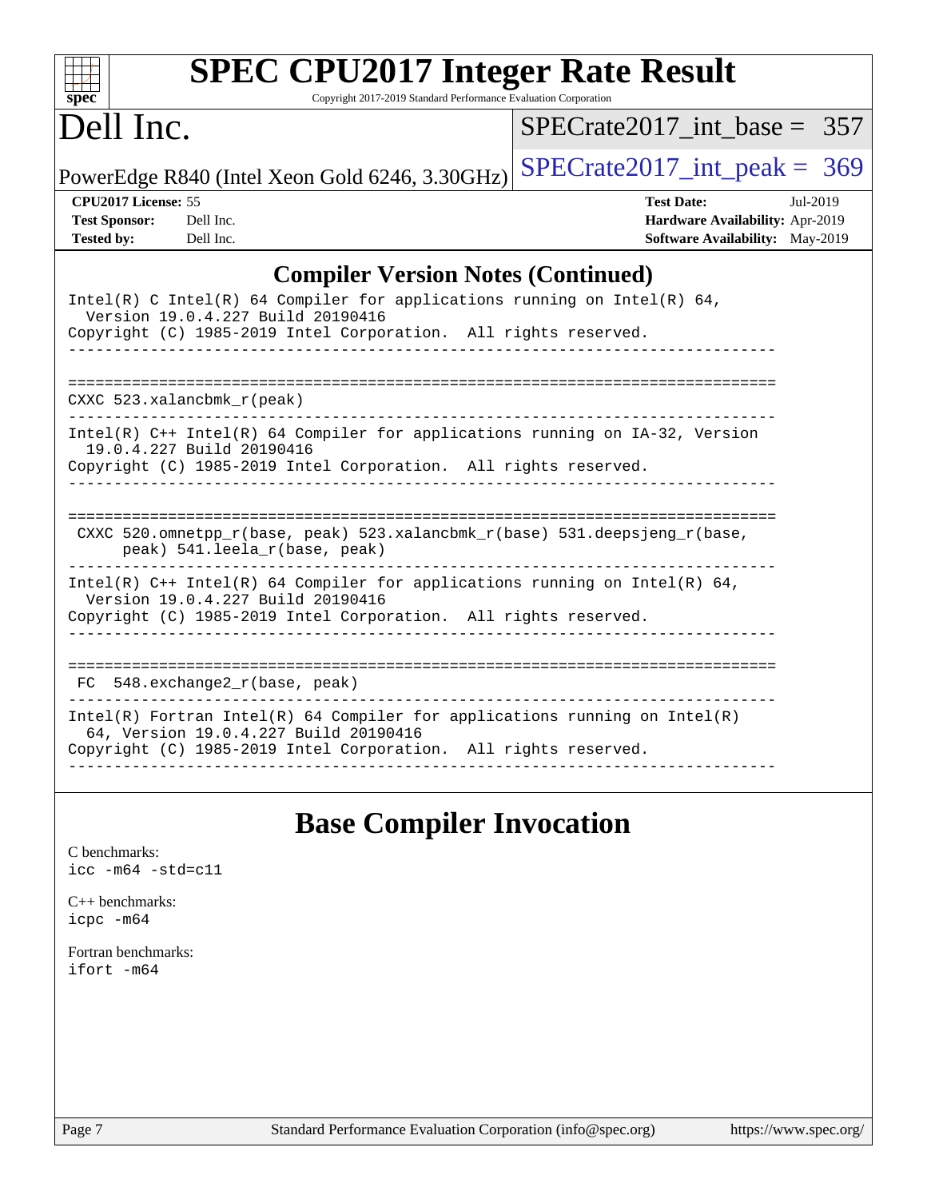## Compiler Version Notes (Continued)

```
Intel(R) C Intel(R) 64 Compiler for applications running on Intel(R) 64,
  Version 19.0.4.227 Build 20190416
Copyright (C) 1985-2019 Intel Corporation.  All rights reserved.
------------------------------------------------------------------------------

==============================================================================
CXXC 523.xalancbmk_r(peak)
------------------------------------------------------------------------------
Intel(R) C++ Intel(R) 64 Compiler for applications running on IA-32, Version
  19.0.4.227 Build 20190416
Copyright (C) 1985-2019 Intel Corporation.  All rights reserved.
------------------------------------------------------------------------------

==============================================================================
 CXXC 520.omnetpp_r(base, peak) 523.xalancbmk_r(base) 531.deepsjeng_r(base,
      peak) 541.leela_r(base, peak)
------------------------------------------------------------------------------
Intel(R) C++ Intel(R) 64 Compiler for applications running on Intel(R) 64,
  Version 19.0.4.227 Build 20190416
Copyright (C) 1985-2019 Intel Corporation.  All rights reserved.
------------------------------------------------------------------------------

==============================================================================
 FC  548.exchange2_r(base, peak)
------------------------------------------------------------------------------
Intel(R) Fortran Intel(R) 64 Compiler for applications running on Intel(R)
  64, Version 19.0.4.227 Build 20190416
Copyright (C) 1985-2019 Intel Corporation.  All rights reserved.
------------------------------------------------------------------------------
```

## Base Compiler Invocation

C benchmarks:
icc -m64 -std=c11

C++ benchmarks:
icpc -m64

Fortran benchmarks:
ifort -m64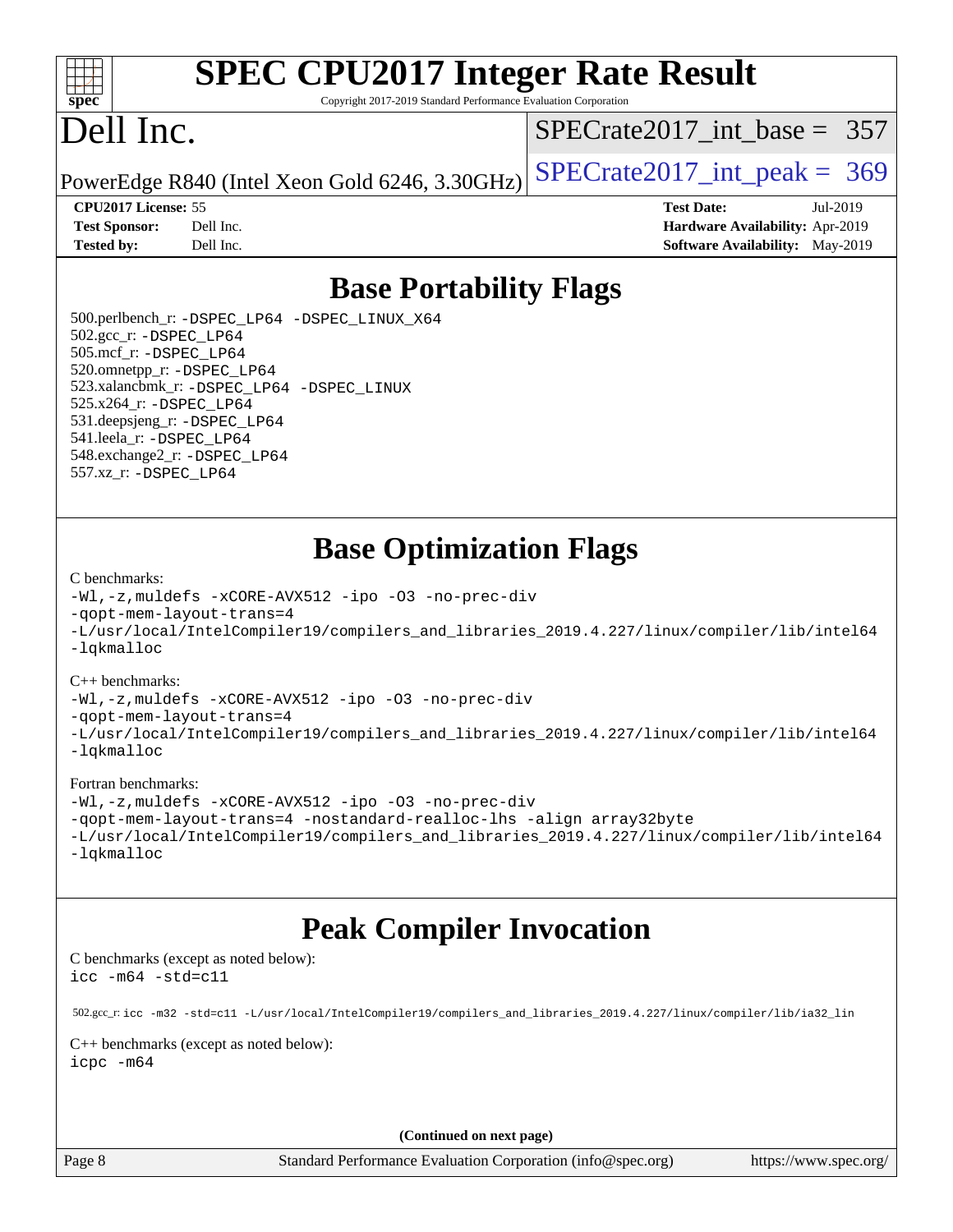# Base Portability Flags

500.perlbench_r: -DSPEC_LP64 -DSPEC_LINUX_X64
502.gcc_r: -DSPEC_LP64
505.mcf_r: -DSPEC_LP64
520.omnetpp_r: -DSPEC_LP64
523.xalancbmk_r: -DSPEC_LP64 -DSPEC_LINUX
525.x264_r: -DSPEC_LP64
531.deepsjeng_r: -DSPEC_LP64
541.leela_r: -DSPEC_LP64
548.exchange2_r: -DSPEC_LP64
557.xz_r: -DSPEC_LP64

# Base Optimization Flags

C benchmarks:

```
-Wl,-z,muldefs -xCORE-AVX512 -ipo -O3 -no-prec-div
-qopt-mem-layout-trans=4
-L/usr/local/IntelCompiler19/compilers_and_libraries_2019.4.227/linux/compiler/lib/intel64
-lqkmalloc
```

C++ benchmarks:

```
-Wl,-z,muldefs -xCORE-AVX512 -ipo -O3 -no-prec-div
-qopt-mem-layout-trans=4
-L/usr/local/IntelCompiler19/compilers_and_libraries_2019.4.227/linux/compiler/lib/intel64
-lqkmalloc
```

Fortran benchmarks:

```
-Wl,-z,muldefs -xCORE-AVX512 -ipo -O3 -no-prec-div
-qopt-mem-layout-trans=4 -nostandard-realloc-lhs -align array32byte
-L/usr/local/IntelCompiler19/compilers_and_libraries_2019.4.227/linux/compiler/lib/intel64
-lqkmalloc
```

# Peak Compiler Invocation

C benchmarks (except as noted below):

```
icc -m64 -std=c11
```

502.gcc_r: `icc -m32 -std=c11 -L/usr/local/IntelCompiler19/compilers_and_libraries_2019.4.227/linux/compiler/lib/ia32_lin`

C++ benchmarks (except as noted below):

```
icpc -m64
```

**(Continued on next page)**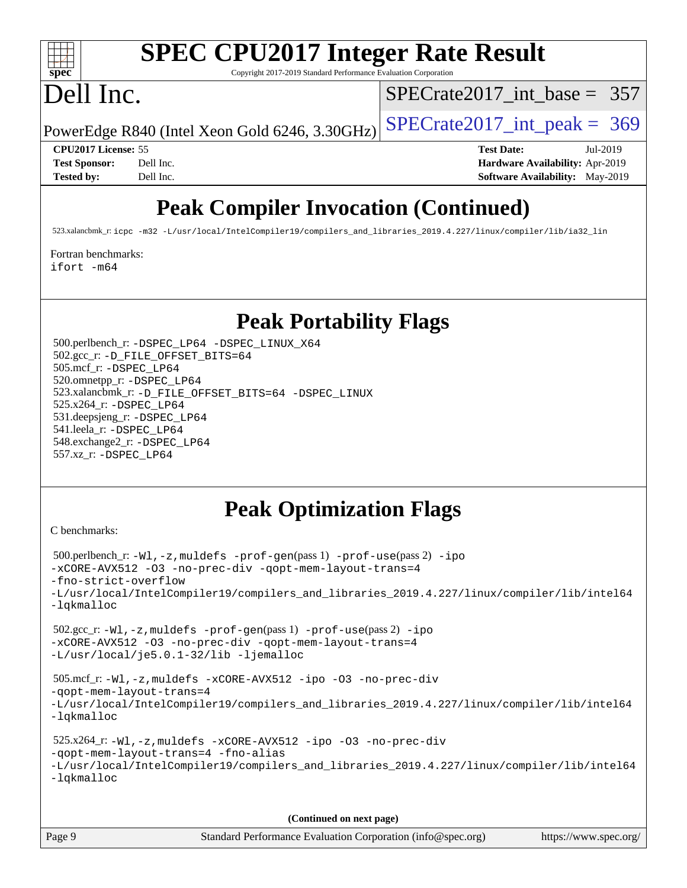## Peak Compiler Invocation (Continued)

523.xalancbmk_r: icpc -m32 -L/usr/local/IntelCompiler19/compilers_and_libraries_2019.4.227/linux/compiler/lib/ia32_lin

Fortran benchmarks:
ifort -m64

## Peak Portability Flags

500.perlbench_r: -DSPEC_LP64 -DSPEC_LINUX_X64
502.gcc_r: -D_FILE_OFFSET_BITS=64
505.mcf_r: -DSPEC_LP64
520.omnetpp_r: -DSPEC_LP64
523.xalancbmk_r: -D_FILE_OFFSET_BITS=64 -DSPEC_LINUX
525.x264_r: -DSPEC_LP64
531.deepsjeng_r: -DSPEC_LP64
541.leela_r: -DSPEC_LP64
548.exchange2_r: -DSPEC_LP64
557.xz_r: -DSPEC_LP64

## Peak Optimization Flags

C benchmarks:

500.perlbench_r: -Wl,-z,muldefs -prof-gen(pass 1) -prof-use(pass 2) -ipo -xCORE-AVX512 -O3 -no-prec-div -qopt-mem-layout-trans=4 -fno-strict-overflow -L/usr/local/IntelCompiler19/compilers_and_libraries_2019.4.227/linux/compiler/lib/intel64 -lqkmalloc

502.gcc_r: -Wl,-z,muldefs -prof-gen(pass 1) -prof-use(pass 2) -ipo -xCORE-AVX512 -O3 -no-prec-div -qopt-mem-layout-trans=4 -L/usr/local/je5.0.1-32/lib -ljemalloc

505.mcf_r: -Wl,-z,muldefs -xCORE-AVX512 -ipo -O3 -no-prec-div -qopt-mem-layout-trans=4 -L/usr/local/IntelCompiler19/compilers_and_libraries_2019.4.227/linux/compiler/lib/intel64 -lqkmalloc

525.x264_r: -Wl,-z,muldefs -xCORE-AVX512 -ipo -O3 -no-prec-div -qopt-mem-layout-trans=4 -fno-alias -L/usr/local/IntelCompiler19/compilers_and_libraries_2019.4.227/linux/compiler/lib/intel64 -lqkmalloc

**(Continued on next page)**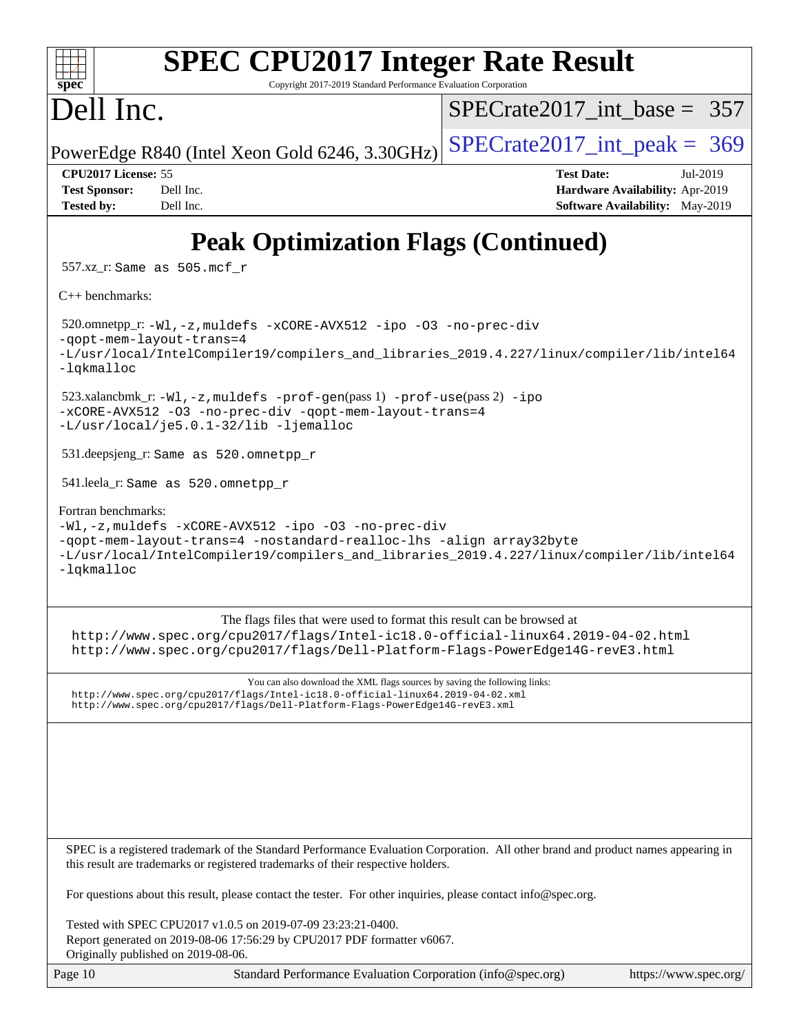# Peak Optimization Flags (Continued)

557.xz_r: Same as 505.mcf_r

C++ benchmarks:

520.omnetpp_r: -Wl,-z,muldefs -xCORE-AVX512 -ipo -O3 -no-prec-div -qopt-mem-layout-trans=4 -L/usr/local/IntelCompiler19/compilers_and_libraries_2019.4.227/linux/compiler/lib/intel64 -lqkmalloc

523.xalancbmk_r: -Wl,-z,muldefs -prof-gen(pass 1) -prof-use(pass 2) -ipo -xCORE-AVX512 -O3 -no-prec-div -qopt-mem-layout-trans=4 -L/usr/local/je5.0.1-32/lib -ljemalloc

531.deepsjeng_r: Same as 520.omnetpp_r

541.leela_r: Same as 520.omnetpp_r

Fortran benchmarks:

-Wl,-z,muldefs -xCORE-AVX512 -ipo -O3 -no-prec-div -qopt-mem-layout-trans=4 -nostandard-realloc-lhs -align array32byte -L/usr/local/IntelCompiler19/compilers_and_libraries_2019.4.227/linux/compiler/lib/intel64 -lqkmalloc

The flags files that were used to format this result can be browsed at
http://www.spec.org/cpu2017/flags/Intel-ic18.0-official-linux64.2019-04-02.html
http://www.spec.org/cpu2017/flags/Dell-Platform-Flags-PowerEdge14G-revE3.html

You can also download the XML flags sources by saving the following links:
http://www.spec.org/cpu2017/flags/Intel-ic18.0-official-linux64.2019-04-02.xml
http://www.spec.org/cpu2017/flags/Dell-Platform-Flags-PowerEdge14G-revE3.xml

SPEC is a registered trademark of the Standard Performance Evaluation Corporation. All other brand and product names appearing in this result are trademarks or registered trademarks of their respective holders.

For questions about this result, please contact the tester. For other inquiries, please contact info@spec.org.

Tested with SPEC CPU2017 v1.0.5 on 2019-07-09 23:23:21-0400.
Report generated on 2019-08-06 17:56:29 by CPU2017 PDF formatter v6067.
Originally published on 2019-08-06.